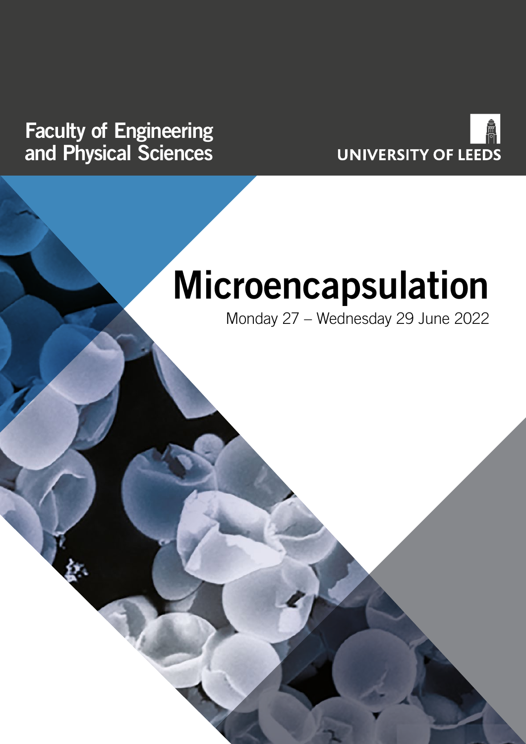Faculty of Engineering and Physical Sciences

UNIVERSITY OF LEEDS

# Microencapsulation

Monday 27 – Wednesday 29 June 2022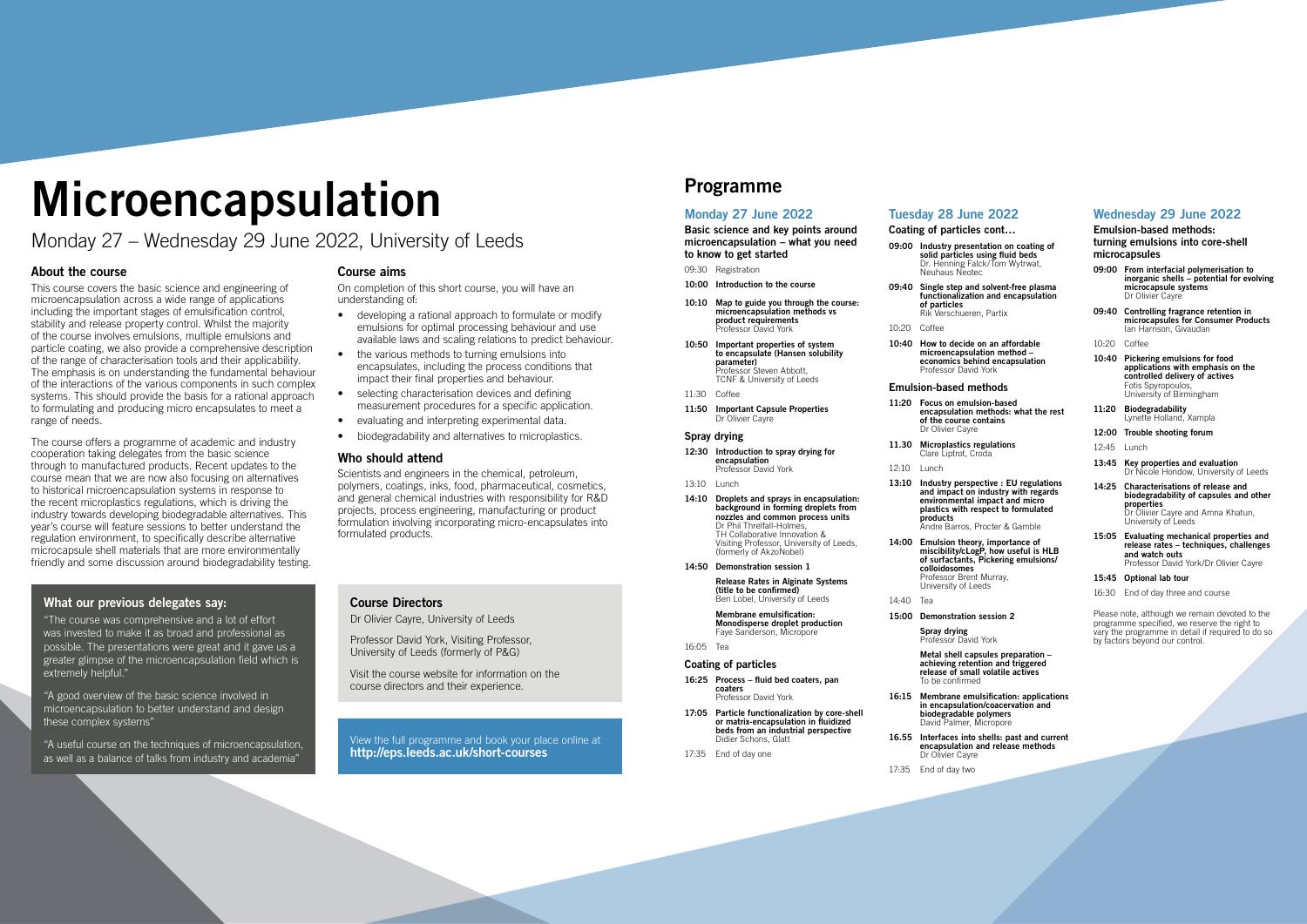# Microencapsulation

Monday 27 – Wednesday 29 June 2022, University of Leeds

## About the course

This course covers the basic science and engineering of microencapsulation across a wide range of applications including the important stages of emulsification control, stability and release property control. Whilst the majority of the course involves emulsions, multiple emulsions and particle coating, we also provide a comprehensive description of the range of characterisation tools and their applicability. The emphasis is on understanding the fundamental behaviour of the interactions of the various components in such complex systems. This should provide the basis for a rational approach to formulating and producing micro encapsulates to meet a range of needs.

The course offers a programme of academic and industry cooperation taking delegates from the basic science through to manufactured products. Recent updates to the course mean that we are now also focusing on alternatives to historical microencapsulation systems in response to the recent microplastics regulations, which is driving the industry towards developing biodegradable alternatives. This year's course will feature sessions to better understand the regulation environment, to specifically describe alternative microcapsule shell materials that are more environmentally friendly and some discussion around biodegradability testing.

## Course aims

On completion of this short course, you will have an understanding of:

- developing a rational approach to formulate or modify emulsions for optimal processing behaviour and use available laws and scaling relations to predict behaviour.
- the various methods to turning emulsions into encapsulates, including the process conditions that impact their final properties and behaviour.
- selecting characterisation devices and defining measurement procedures for a specific application.
- evaluating and interpreting experimental data.
- biodegradability and alternatives to microplastics.

## Who should attend

Scientists and engineers in the chemical, petroleum, polymers, coatings, inks, food, pharmaceutical, cosmetics, and general chemical industries with responsibility for R&D projects, process engineering, manufacturing or product formulation involving incorporating micro-encapsulates into formulated products.

## What our previous delegates say:

"The course was comprehensive and a lot of effort was invested to make it as broad and professional as possible. The presentations were great and it gave us a greater glimpse of the microencapsulation field which is extremely helpful."

"A good overview of the basic science involved in microencapsulation to better understand and design these complex systems"

"A useful course on the techniques of microencapsulation, as well as a balance of talks from industry and academia"

## Course Directors

Dr Olivier Cayre, University of Leeds

Professor David York, Visiting Professor, University of Leeds (formerly of P&G)

Visit the course website for information on the course directors and their experience.

View the full programme and book your place online at **http://eps.leeds.ac.uk/short-courses**

# Programme

## Monday 27 June 2022

**Basic science and key points around microencapsulation – what you need to know to get started**

09:30 Registration

**10:00 Introduction to the course**

**10:10 Map to guide you through the course: microencapsulation methods vs product requirements**
Professor David York

**10:50 Important properties of system to encapsulate (Hansen solubility parameter)**
Professor Steven Abbott, TCNF & University of Leeds

11:30 Coffee

**11:50 Important Capsule Properties**
Dr Olivier Cayre

### Spray drying

**12:30 Introduction to spray drying for encapsulation**
Professor David York

13:10 Lunch

**14:10 Droplets and sprays in encapsulation: background in forming droplets from nozzles and common process units**
Dr Phil Threlfall-Holmes, TH Collaborative Innovation & Visiting Professor, University of Leeds, (formerly of AkzoNobel)

**14:50 Demonstration session 1**

**Release Rates in Alginate Systems (title to be confirmed)**
Ben Lobel, University of Leeds

**Membrane emulsification: Monodisperse droplet production**
Faye Sanderson, Micropore

16:05 Tea

### Coating of particles

**16:25 Process – fluid bed coaters, pan coaters**
Professor David York

**17:05 Particle functionalization by core-shell or matrix-encapsulation in fluidized beds from an industrial perspective**
Didier Schons, Glatt

17:35 End of day one

## Tuesday 28 June 2022

**Coating of particles cont…**

**09:00 Industry presentation on coating of solid particles using fluid beds**
Dr. Henning Falck/Tom Wytrwat, Neuhaus Neotec

**09:40 Single step and solvent-free plasma functionalization and encapsulation of particles**
Rik Verschueren, Partix

10:20 Coffee

**10:40 How to decide on an affordable microencapsulation method – economics behind encapsulation**
Professor David York

### Emulsion-based methods

**11:20 Focus on emulsion-based encapsulation methods: what the rest of the course contains**
Dr Olivier Cayre

**11.30 Microplastics regulations**
Clare Liptrot, Croda

12:10 Lunch

**13:10 Industry perspective : EU regulations and impact on industry with regards environmental impact and micro plastics with respect to formulated products**
Andre Barros, Procter & Gamble

**14:00 Emulsion theory, importance of miscibility/cLogP, how useful is HLB of surfactants, Pickering emulsions/ colloidosomes**
Professor Brent Murray, University of Leeds

14:40 Tea

**15:00 Demonstration session 2**

**Spray drying**
Professor David York

**Metal shell capsules preparation – achieving retention and triggered release of small volatile actives**
To be confirmed

**16:15 Membrane emulsification: applications in encapsulation/coacervation and biodegradable polymers**
David Palmer, Micropore

**16.55 Interfaces into shells: past and current encapsulation and release methods**
Dr Olivier Cayre

17:35 End of day two

## Wednesday 29 June 2022

**Emulsion-based methods: turning emulsions into core-shell microcapsules**

**09:00 From interfacial polymerisation to inorganic shells – potential for evolving microcapsule systems**
Dr Olivier Cayre

**09:40 Controlling fragrance retention in microcapsules for Consumer Products**
Ian Harrison, Givaudan

10:20 Coffee

**10:40 Pickering emulsions for food applications with emphasis on the controlled delivery of actives**
Fotis Spyropoulos, University of Birmingham

**11:20 Biodegradability**
Lynette Holland, Xampla

**12:00 Trouble shooting forum**

12:45 Lunch

**13:45 Key properties and evaluation**
Dr Nicole Hondow, University of Leeds

**14:25 Characterisations of release and biodegradability of capsules and other properties**
Dr Olivier Cayre and Amna Khatun, University of Leeds

**15:05 Evaluating mechanical properties and release rates – techniques, challenges and watch outs**
Professor David York/Dr Olivier Cayre

**15:45 Optional lab tour**

16:30 End of day three and course

Please note, although we remain devoted to the programme specified, we reserve the right to vary the programme in detail if required to do so by factors beyond our control.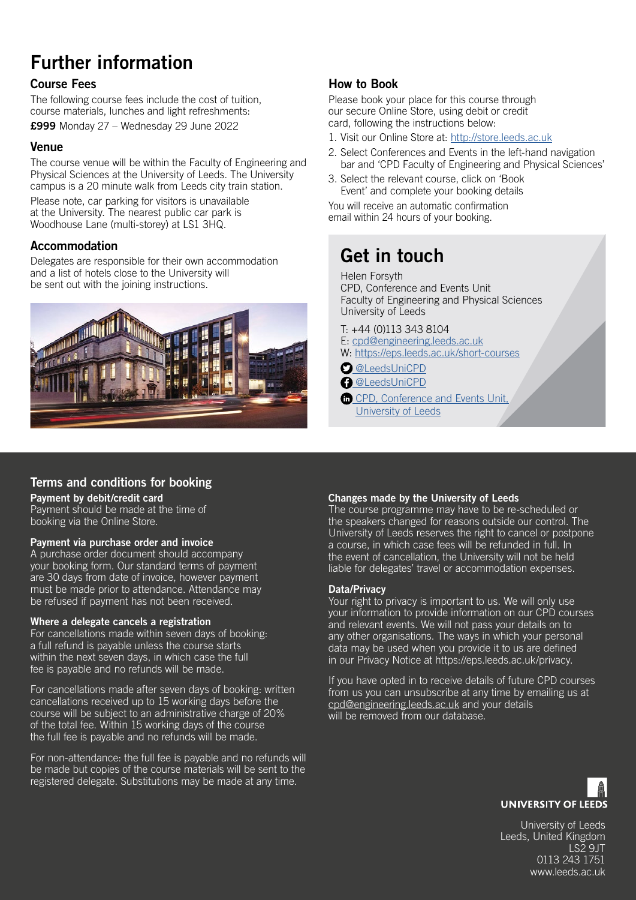# Further information

## Course Fees

The following course fees include the cost of tuition, course materials, lunches and light refreshments:

**£999** Monday 27 – Wednesday 29 June 2022

## Venue

The course venue will be within the Faculty of Engineering and Physical Sciences at the University of Leeds. The University campus is a 20 minute walk from Leeds city train station.

Please note, car parking for visitors is unavailable at the University. The nearest public car park is Woodhouse Lane (multi-storey) at LS1 3HQ.

## Accommodation

Delegates are responsible for their own accommodation and a list of hotels close to the University will be sent out with the joining instructions.

## How to Book

Please book your place for this course through our secure Online Store, using debit or credit card, following the instructions below:

1. Visit our Online Store at: http://store.leeds.ac.uk
2. Select Conferences and Events in the left-hand navigation bar and 'CPD Faculty of Engineering and Physical Sciences'
3. Select the relevant course, click on 'Book Event' and complete your booking details

You will receive an automatic confirmation email within 24 hours of your booking.

# Get in touch

Helen Forsyth
CPD, Conference and Events Unit
Faculty of Engineering and Physical Sciences
University of Leeds

T: +44 (0)113 343 8104
E: cpd@engineering.leeds.ac.uk
W: https://eps.leeds.ac.uk/short-courses

@LeedsUniCPD
@LeedsUniCPD
CPD, Conference and Events Unit, University of Leeds

## Terms and conditions for booking

**Payment by debit/credit card**
Payment should be made at the time of booking via the Online Store.

**Payment via purchase order and invoice**
A purchase order document should accompany your booking form. Our standard terms of payment are 30 days from date of invoice, however payment must be made prior to attendance. Attendance may be refused if payment has not been received.

**Where a delegate cancels a registration**
For cancellations made within seven days of booking: a full refund is payable unless the course starts within the next seven days, in which case the full fee is payable and no refunds will be made.

For cancellations made after seven days of booking: written cancellations received up to 15 working days before the course will be subject to an administrative charge of 20% of the total fee. Within 15 working days of the course the full fee is payable and no refunds will be made.

For non-attendance: the full fee is payable and no refunds will be made but copies of the course materials will be sent to the registered delegate. Substitutions may be made at any time.

**Changes made by the University of Leeds**
The course programme may have to be re-scheduled or the speakers changed for reasons outside our control. The University of Leeds reserves the right to cancel or postpone a course, in which case fees will be refunded in full. In the event of cancellation, the University will not be held liable for delegates' travel or accommodation expenses.

**Data/Privacy**
Your right to privacy is important to us. We will only use your information to provide information on our CPD courses and relevant events. We will not pass your details on to any other organisations. The ways in which your personal data may be used when you provide it to us are defined in our Privacy Notice at https://eps.leeds.ac.uk/privacy.

If you have opted in to receive details of future CPD courses from us you can unsubscribe at any time by emailing us at cpd@engineering.leeds.ac.uk and your details will be removed from our database.

UNIVERSITY OF LEEDS

University of Leeds
Leeds, United Kingdom
LS2 9JT
0113 243 1751
www.leeds.ac.uk